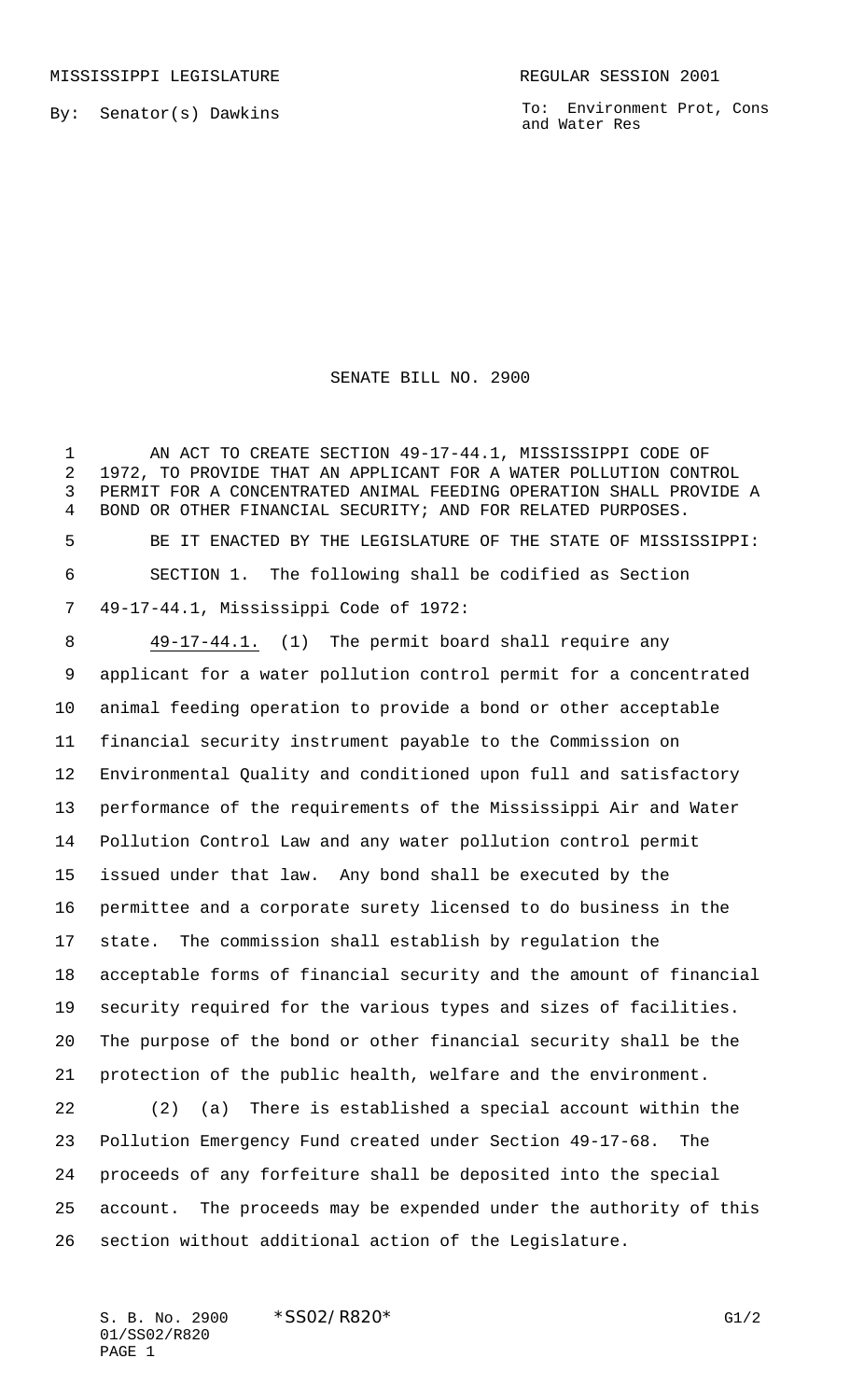MISSISSIPPI LEGISLATURE REGULAR SESSION 2001

By: Senator(s) Dawkins

To: Environment Prot, Cons and Water Res

# SENATE BILL NO. 2900

AN ACT TO CREATE SECTION 49-17-44.1, MISSISSIPPI CODE OF 1972, TO PROVIDE THAT AN APPLICANT FOR A WATER POLLUTION CONTROL PERMIT FOR A CONCENTRATED ANIMAL FEEDING OPERATION SHALL PROVIDE A BOND OR OTHER FINANCIAL SECURITY; AND FOR RELATED PURPOSES.

BE IT ENACTED BY THE LEGISLATURE OF THE STATE OF MISSISSIPPI:

SECTION 1. The following shall be codified as Section 49-17-44.1, Mississippi Code of 1972:

49-17-44.1. (1) The permit board shall require any applicant for a water pollution control permit for a concentrated animal feeding operation to provide a bond or other acceptable financial security instrument payable to the Commission on Environmental Quality and conditioned upon full and satisfactory performance of the requirements of the Mississippi Air and Water Pollution Control Law and any water pollution control permit issued under that law. Any bond shall be executed by the permittee and a corporate surety licensed to do business in the state. The commission shall establish by regulation the acceptable forms of financial security and the amount of financial security required for the various types and sizes of facilities. The purpose of the bond or other financial security shall be the protection of the public health, welfare and the environment.

(2) (a) There is established a special account within the Pollution Emergency Fund created under Section 49-17-68. The proceeds of any forfeiture shall be deposited into the special account. The proceeds may be expended under the authority of this section without additional action of the Legislature.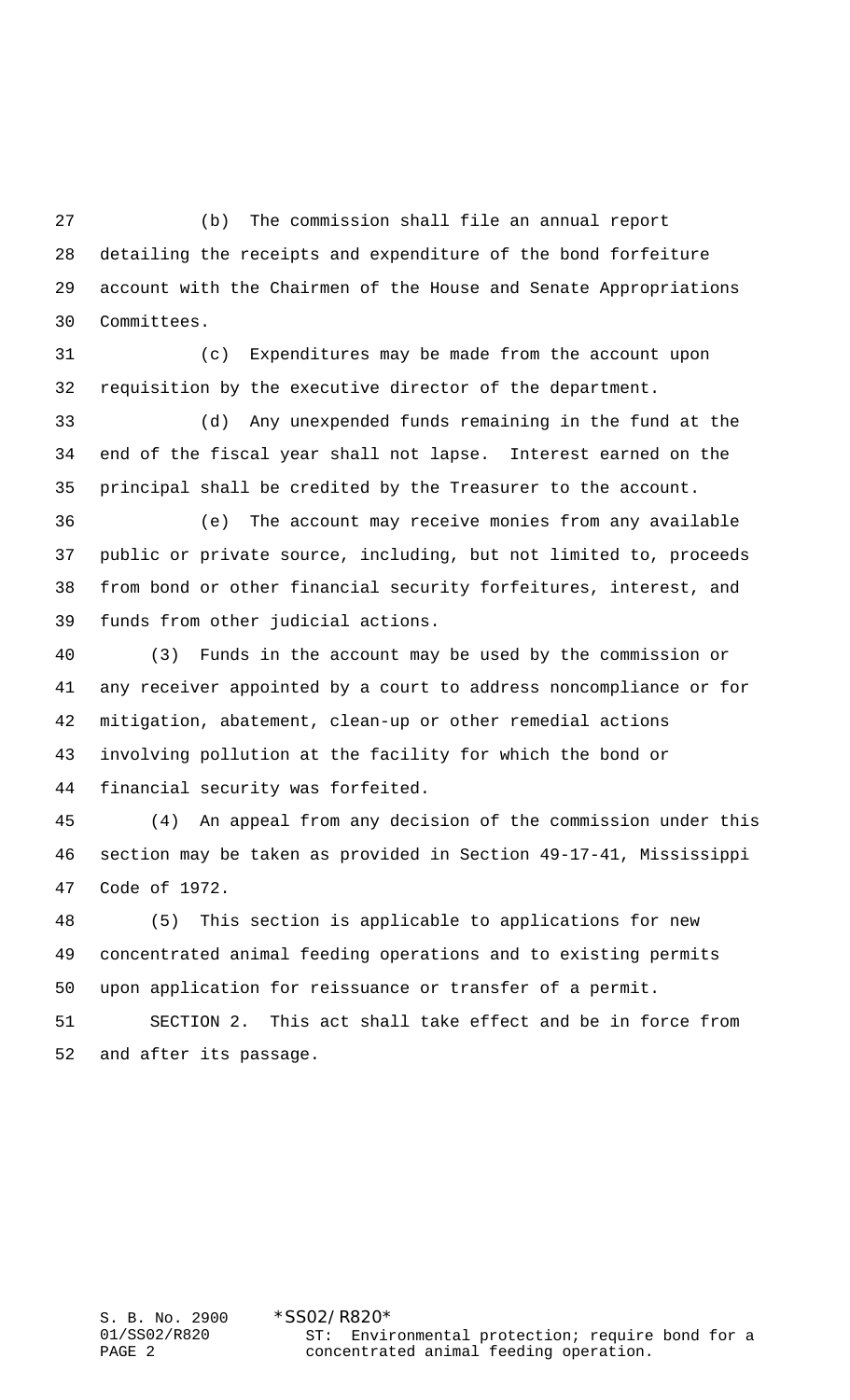(b) The commission shall file an annual report detailing the receipts and expenditure of the bond forfeiture account with the Chairmen of the House and Senate Appropriations Committees.

(c) Expenditures may be made from the account upon requisition by the executive director of the department.

(d) Any unexpended funds remaining in the fund at the end of the fiscal year shall not lapse. Interest earned on the principal shall be credited by the Treasurer to the account.

(e) The account may receive monies from any available public or private source, including, but not limited to, proceeds from bond or other financial security forfeitures, interest, and funds from other judicial actions.

(3) Funds in the account may be used by the commission or any receiver appointed by a court to address noncompliance or for mitigation, abatement, clean-up or other remedial actions involving pollution at the facility for which the bond or financial security was forfeited.

(4) An appeal from any decision of the commission under this section may be taken as provided in Section 49-17-41, Mississippi Code of 1972.

(5) This section is applicable to applications for new concentrated animal feeding operations and to existing permits upon application for reissuance or transfer of a permit.

SECTION 2. This act shall take effect and be in force from and after its passage.